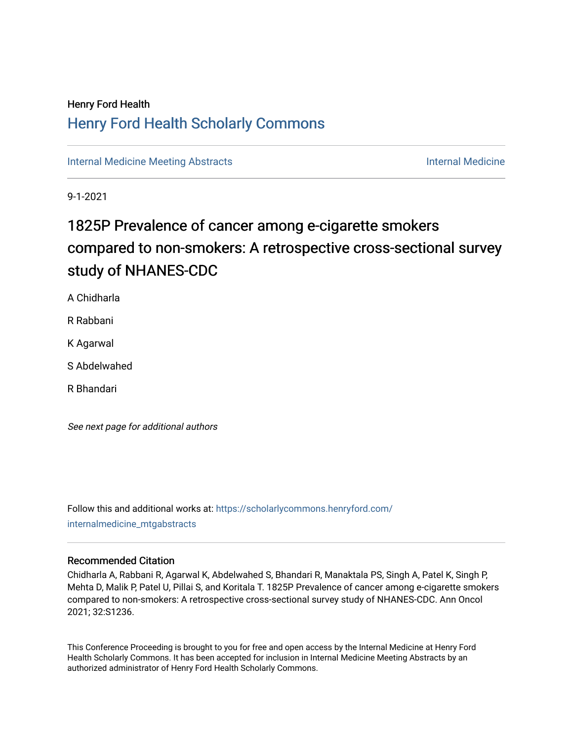Henry Ford Health

# Henry Ford Health Scholarly Commons

Internal Medicine Meeting Abstracts

Internal Medicine

9-1-2021

## 1825P Prevalence of cancer among e-cigarette smokers compared to non-smokers: A retrospective cross-sectional survey study of NHANES-CDC

A Chidharla

R Rabbani

K Agarwal

S Abdelwahed

R Bhandari

*See next page for additional authors*

Follow this and additional works at: https://scholarlycommons.henryford.com/internalmedicine_mtgabstracts

### Recommended Citation

Chidharla A, Rabbani R, Agarwal K, Abdelwahed S, Bhandari R, Manaktala PS, Singh A, Patel K, Singh P, Mehta D, Malik P, Patel U, Pillai S, and Koritala T. 1825P Prevalence of cancer among e-cigarette smokers compared to non-smokers: A retrospective cross-sectional survey study of NHANES-CDC. Ann Oncol 2021; 32:S1236.

This Conference Proceeding is brought to you for free and open access by the Internal Medicine at Henry Ford Health Scholarly Commons. It has been accepted for inclusion in Internal Medicine Meeting Abstracts by an authorized administrator of Henry Ford Health Scholarly Commons.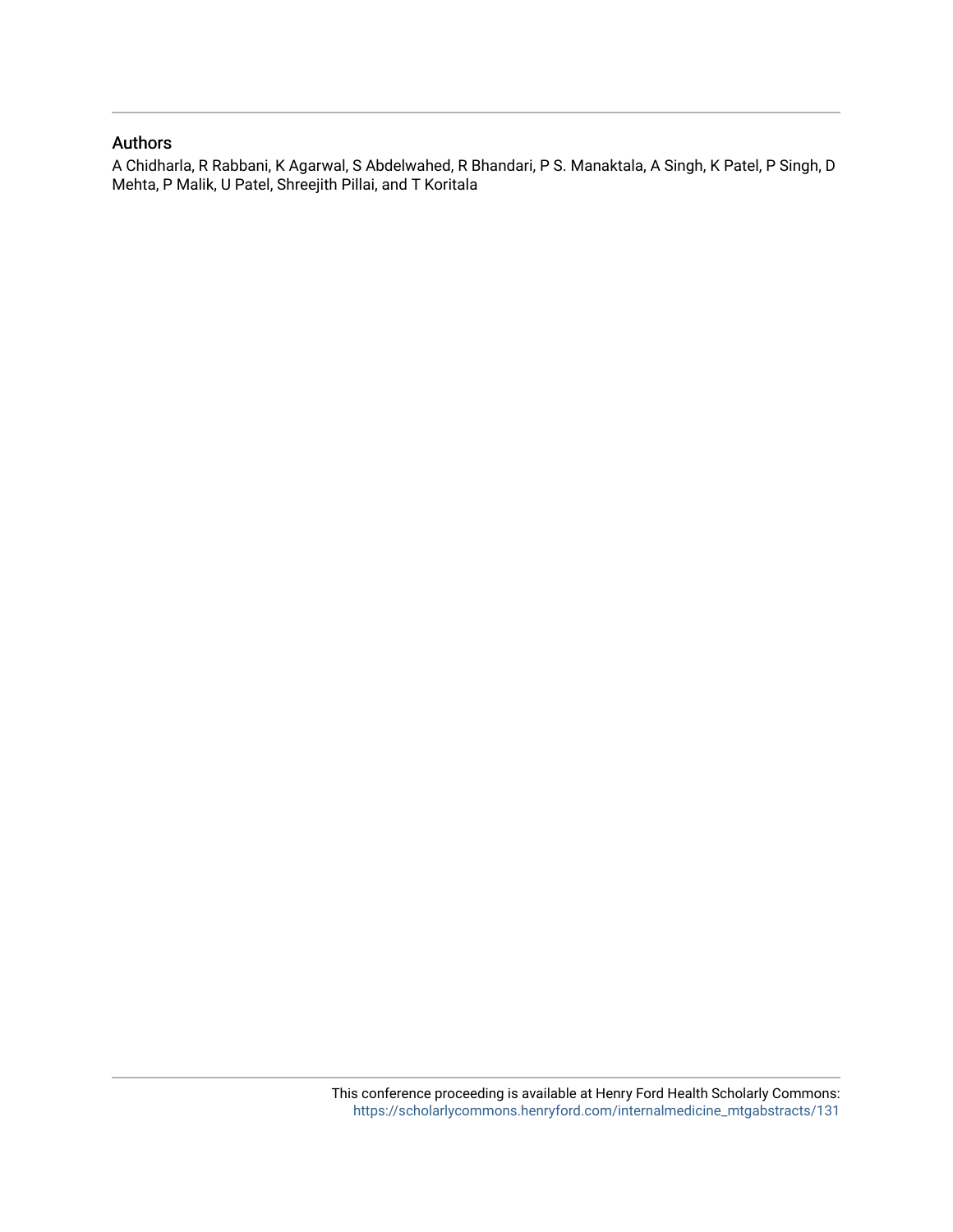## Authors

A Chidharla, R Rabbani, K Agarwal, S Abdelwahed, R Bhandari, P S. Manaktala, A Singh, K Patel, P Singh, D Mehta, P Malik, U Patel, Shreejith Pillai, and T Koritala

This conference proceeding is available at Henry Ford Health Scholarly Commons: https://scholarlycommons.henryford.com/internalmedicine_mtgabstracts/131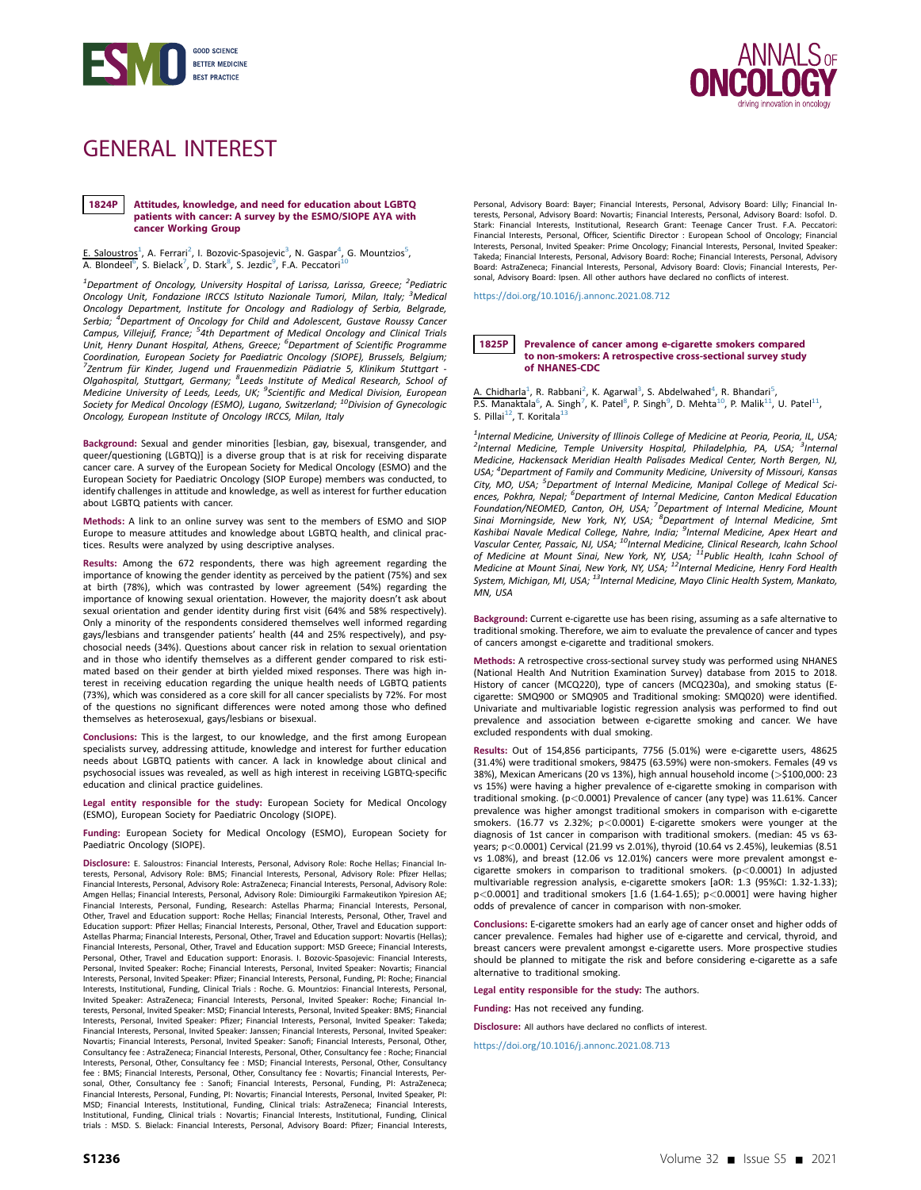# GENERAL INTEREST

## 1824P Attitudes, knowledge, and need for education about LGBTQ patients with cancer: A survey by the ESMO/SIOPE AYA with cancer Working Group

E. Saloustros[1], A. Ferrari[2], I. Bozovic-Spasojevic[3], N. Gaspar[4], G. Mountzios[5], A. Blondeel[6], S. Bielack[7], D. Stark[8], S. Jezdic[9], F.A. Peccatori[10]

*[1]Department of Oncology, University Hospital of Larissa, Larissa, Greece; [2]Pediatric Oncology Unit, Fondazione IRCCS Istituto Nazionale Tumori, Milan, Italy; [3]Medical Oncology Department, Institute for Oncology and Radiology of Serbia, Belgrade, Serbia; [4]Department of Oncology for Child and Adolescent, Gustave Roussy Cancer Campus, Villejuif, France; [5]4th Department of Medical Oncology and Clinical Trials Unit, Henry Dunant Hospital, Athens, Greece; [6]Department of Scientific Programme Coordination, European Society for Paediatric Oncology (SIOPE), Brussels, Belgium; [7]Zentrum für Kinder, Jugend und Frauenmedizin Pädiatrie 5, Klinikum Stuttgart - Olgahospital, Stuttgart, Germany; [8]Leeds Institute of Medical Research, School of Medicine University of Leeds, Leeds, UK; [9]Scientific and Medical Division, European Society for Medical Oncology (ESMO), Lugano, Switzerland; [10]Division of Gynecologic Oncology, European Institute of Oncology IRCCS, Milan, Italy*

**Background:** Sexual and gender minorities [lesbian, gay, bisexual, transgender, and queer/questioning (LGBTQ)] is a diverse group that is at risk for receiving disparate cancer care. A survey of the European Society for Medical Oncology (ESMO) and the European Society for Paediatric Oncology (SIOP Europe) members was conducted, to identify challenges in attitude and knowledge, as well as interest for further education about LGBTQ patients with cancer.

**Methods:** A link to an online survey was sent to the members of ESMO and SIOP Europe to measure attitudes and knowledge about LGBTQ health, and clinical practices. Results were analyzed by using descriptive analyses.

**Results:** Among the 672 respondents, there was high agreement regarding the importance of knowing the gender identity as perceived by the patient (75%) and sex at birth (78%), which was contrasted by lower agreement (54%) regarding the importance of knowing sexual orientation. However, the majority doesn't ask about sexual orientation and gender identity during first visit (64% and 58% respectively). Only a minority of the respondents considered themselves well informed regarding gays/lesbians and transgender patients' health (44 and 25% respectively), and psychosocial needs (34%). Questions about cancer risk in relation to sexual orientation and in those who identify themselves as a different gender compared to risk estimated based on their gender at birth yielded mixed responses. There was high interest in receiving education regarding the unique health needs of LGBTQ patients (73%), which was considered as a core skill for all cancer specialists by 72%. For most of the questions no significant differences were noted among those who defined themselves as heterosexual, gays/lesbians or bisexual.

**Conclusions:** This is the largest, to our knowledge, and the first among European specialists survey, addressing attitude, knowledge and interest for further education needs about LGBTQ patients with cancer. A lack in knowledge about clinical and psychosocial issues was revealed, as well as high interest in receiving LGBTQ-specific education and clinical practice guidelines.

**Legal entity responsible for the study:** European Society for Medical Oncology (ESMO), European Society for Paediatric Oncology (SIOPE).

**Funding:** European Society for Medical Oncology (ESMO), European Society for Paediatric Oncology (SIOPE).

**Disclosure:** E. Saloustros: Financial Interests, Personal, Advisory Role: Roche Hellas; Financial Interests, Personal, Advisory Role: BMS; Financial Interests, Personal, Advisory Role: Pfizer Hellas; Financial Interests, Personal, Advisory Role: AstraZeneca; Financial Interests, Personal, Advisory Role: Amgen Hellas; Financial Interests, Personal, Advisory Role: Dimiourgiki Farmakeutikon Ypiresion AE; Financial Interests, Personal, Funding, Research: Astellas Pharma; Financial Interests, Personal, Other, Travel and Education support: Roche Hellas; Financial Interests, Personal, Other, Travel and Education support: Pfizer Hellas; Financial Interests, Personal, Other, Travel and Education support: Astellas Pharma; Financial Interests, Personal, Other, Travel and Education support: Novartis (Hellas); Financial Interests, Personal, Other, Travel and Education support: MSD Greece; Financial Interests, Personal, Other, Travel and Education support: Enorasis. I. Bozovic-Spasojevic: Financial Interests, Personal, Invited Speaker: Roche; Financial Interests, Personal, Invited Speaker: Novartis; Financial Interests, Personal, Invited Speaker: Pfizer; Financial Interests, Personal, Funding, PI: Roche; Financial Interests, Institutional, Funding, Clinical Trials : Roche. G. Mountzios: Financial Interests, Personal, Invited Speaker: AstraZeneca; Financial Interests, Personal, Invited Speaker: Roche; Financial Interests, Personal, Invited Speaker: MSD; Financial Interests, Personal, Invited Speaker: BMS; Financial Interests, Personal, Invited Speaker: Pfizer; Financial Interests, Personal, Invited Speaker: Takeda; Financial Interests, Personal, Invited Speaker: Janssen; Financial Interests, Personal, Invited Speaker: Novartis; Financial Interests, Personal, Invited Speaker: Sanofi; Financial Interests, Personal, Other, Consultancy fee : AstraZeneca; Financial Interests, Personal, Other, Consultancy fee : Roche; Financial Interests, Personal, Other, Consultancy fee : MSD; Financial Interests, Personal, Other, Consultancy fee : BMS; Financial Interests, Personal, Other, Consultancy fee : Novartis; Financial Interests, Personal, Other, Consultancy fee : Sanofi; Financial Interests, Personal, Funding, PI: AstraZeneca; Financial Interests, Personal, Funding, PI: Novartis; Financial Interests, Personal, Invited Speaker, PI: MSD; Financial Interests, Institutional, Funding, Clinical trials: AstraZeneca; Financial Interests, Institutional, Funding, Clinical trials : Novartis; Financial Interests, Institutional, Funding, Clinical trials : MSD. S. Bielack: Financial Interests, Personal, Advisory Board: Pfizer; Financial Interests, Personal, Advisory Board: Bayer; Financial Interests, Personal, Advisory Board: Lilly; Financial Interests, Personal, Advisory Board: Novartis; Financial Interests, Personal, Advisory Board: Isofol. D. Stark: Financial Interests, Institutional, Research Grant: Teenage Cancer Trust. F.A. Peccatori: Financial Interests, Personal, Officer, Scientific Director : European School of Oncology; Financial Interests, Personal, Invited Speaker: Prime Oncology; Financial Interests, Personal, Invited Speaker: Takeda; Financial Interests, Personal, Advisory Board: Roche; Financial Interests, Personal, Advisory Board: AstraZeneca; Financial Interests, Personal, Advisory Board: Clovis; Financial Interests, Personal, Advisory Board: Ipsen. All other authors have declared no conflicts of interest.

https://doi.org/10.1016/j.annonc.2021.08.712

## 1825P Prevalence of cancer among e-cigarette smokers compared to non-smokers: A retrospective cross-sectional survey study of NHANES-CDC

A. Chidharla[1], R. Rabbani[2], K. Agarwal[3], S. Abdelwahed[4], R. Bhandari[5], P.S. Manaktala[6], A. Singh[7], K. Patel[8], P. Singh[9], D. Mehta[10], P. Malik[11], U. Patel[11], S. Pillai[12], T. Koritala[13]

*[1]Internal Medicine, University of Illinois College of Medicine at Peoria, Peoria, IL, USA; [2]Internal Medicine, Temple University Hospital, Philadelphia, PA, USA; [3]Internal Medicine, Hackensack Meridian Health Palisades Medical Center, North Bergen, NJ, USA; [4]Department of Family and Community Medicine, University of Missouri, Kansas City, MO, USA; [5]Department of Internal Medicine, Manipal College of Medical Sciences, Pokhra, Nepal; [6]Department of Internal Medicine, Canton Medical Education Foundation/NEOMED, Canton, OH, USA; [7]Department of Internal Medicine, Mount Sinai Morningside, New York, NY, USA; [8]Department of Internal Medicine, Smt Kashibai Navale Medical College, Nahre, India; [9]Internal Medicine, Apex Heart and Vascular Center, Passaic, NJ, USA; [10]Internal Medicine, Clinical Research, Icahn School of Medicine at Mount Sinai, New York, NY, USA; [11]Public Health, Icahn School of Medicine at Mount Sinai, New York, NY, USA; [12]Internal Medicine, Henry Ford Health System, Michigan, MI, USA; [13]Internal Medicine, Mayo Clinic Health System, Mankato, MN, USA*

**Background:** Current e-cigarette use has been rising, assuming as a safe alternative to traditional smoking. Therefore, we aim to evaluate the prevalence of cancer and types of cancers amongst e-cigarette and traditional smokers.

**Methods:** A retrospective cross-sectional survey study was performed using NHANES (National Health And Nutrition Examination Survey) database from 2015 to 2018. History of cancer (MCQ220), type of cancers (MCQ230a), and smoking status (E-cigarette: SMQ900 or SMQ905 and Traditional smoking: SMQ020) were identified. Univariate and multivariable logistic regression analysis was performed to find out prevalence and association between e-cigarette smoking and cancer. We have excluded respondents with dual smoking.

**Results:** Out of 154,856 participants, 7756 (5.01%) were e-cigarette users, 48625 (31.4%) were traditional smokers, 98475 (63.59%) were non-smokers. Females (49 vs 38%), Mexican Americans (20 vs 13%), high annual household income (>$100,000: 23 vs 15%) were having a higher prevalence of e-cigarette smoking in comparison with traditional smoking. ($p<0.0001$) Prevalence of cancer (any type) was 11.61%. Cancer prevalence was higher amongst traditional smokers in comparison with e-cigarette smokers. (16.77 vs 2.32%; $p<0.0001$) E-cigarette smokers were younger at the diagnosis of 1st cancer in comparison with traditional smokers. (median: 45 vs 63-years; $p<0.0001$) Cervical (21.99 vs 2.01%), thyroid (10.64 vs 2.45%), leukemias (8.51 vs 1.08%), and breast (12.06 vs 12.01%) cancers were more prevalent amongst e-cigarette smokers in comparison to traditional smokers. ($p<0.0001$) In adjusted multivariable regression analysis, e-cigarette smokers [aOR: 1.3 (95%CI: 1.32-1.33); $p<0.0001$] and traditional smokers [1.6 (1.64-1.65); $p<0.0001$] were having higher odds of prevalence of cancer in comparison with non-smoker.

**Conclusions:** E-cigarette smokers had an early age of cancer onset and higher odds of cancer prevalence. Females had higher use of e-cigarette and cervical, thyroid, and breast cancers were prevalent amongst e-cigarette users. More prospective studies should be planned to mitigate the risk and before considering e-cigarette as a safe alternative to traditional smoking.

**Legal entity responsible for the study:** The authors.

**Funding:** Has not received any funding.

**Disclosure:** All authors have declared no conflicts of interest.

https://doi.org/10.1016/j.annonc.2021.08.713